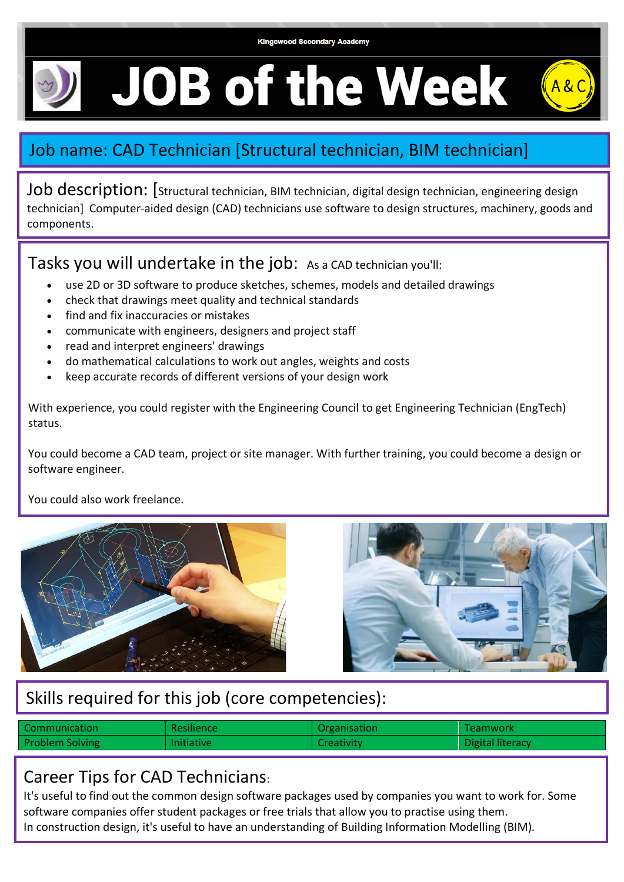Kingswood Secondary Academy

# JOB of the Week

## Job name: CAD Technician [Structural technician, BIM technician]

**Job description:** [Structural technician, BIM technician, digital design technician, engineering design technician] Computer-aided design (CAD) technicians use software to design structures, machinery, goods and components.

## Tasks you will undertake in the job:

As a CAD technician you'll:

- use 2D or 3D software to produce sketches, schemes, models and detailed drawings
- check that drawings meet quality and technical standards
- find and fix inaccuracies or mistakes
- communicate with engineers, designers and project staff
- read and interpret engineers' drawings
- do mathematical calculations to work out angles, weights and costs
- keep accurate records of different versions of your design work

With experience, you could register with the Engineering Council to get Engineering Technician (EngTech) status.

You could become a CAD team, project or site manager. With further training, you could become a design or software engineer.

You could also work freelance.

## Skills required for this job (core competencies):

| Communication | Resilience | Organisation | Teamwork |
|---|---|---|---|
| Problem Solving | Initiative | Creativity | Digital literacy |

## Career Tips for CAD Technicians:

It's useful to find out the common design software packages used by companies you want to work for. Some software companies offer student packages or free trials that allow you to practise using them.
In construction design, it's useful to have an understanding of Building Information Modelling (BIM).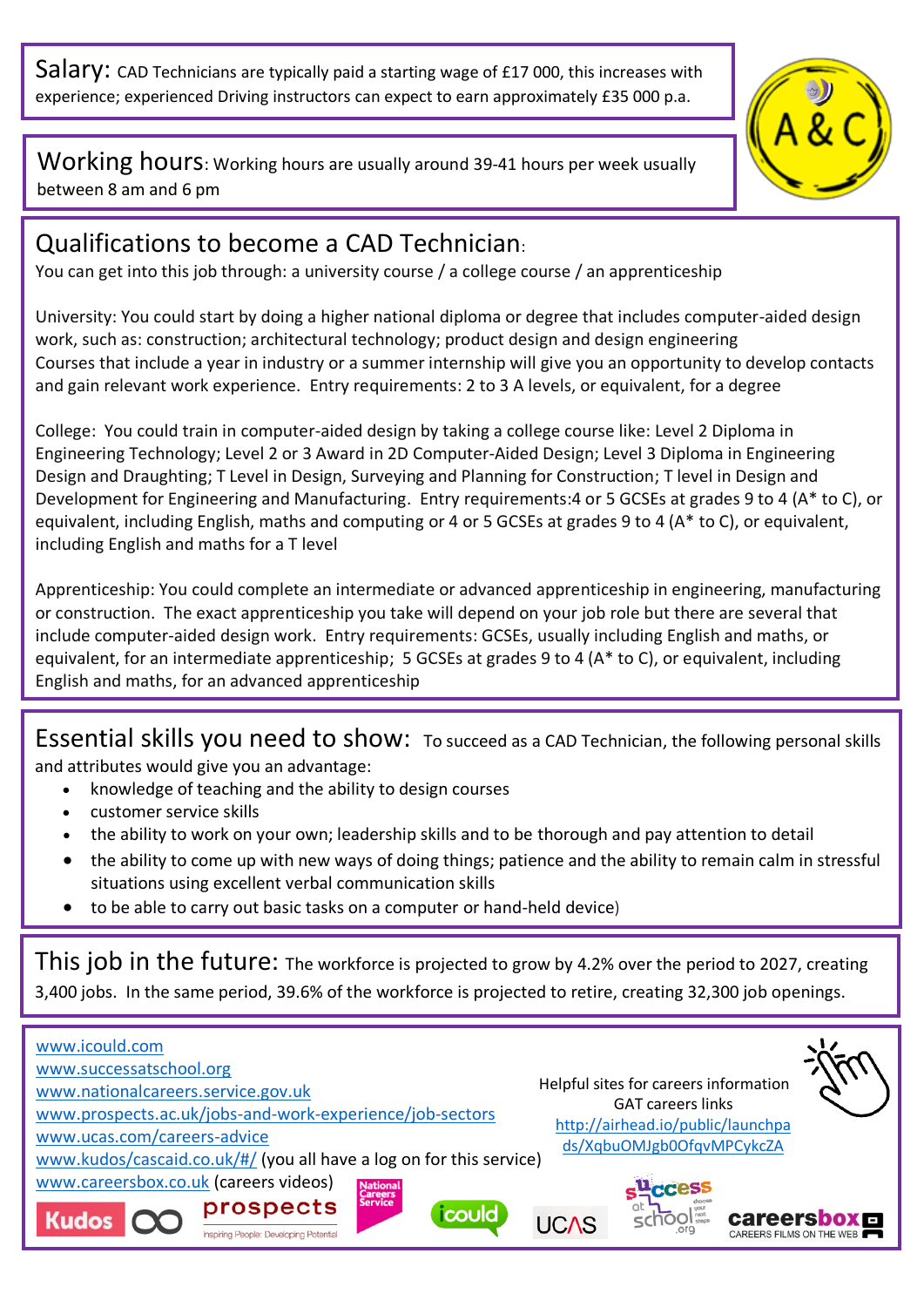Salary: CAD Technicians are typically paid a starting wage of £17 000, this increases with experience; experienced Driving instructors can expect to earn approximately £35 000 p.a.

Working hours: Working hours are usually around 39-41 hours per week usually between 8 am and 6 pm

## Qualifications to become a CAD Technician:

You can get into this job through: a university course / a college course / an apprenticeship

University: You could start by doing a higher national diploma or degree that includes computer-aided design work, such as: construction; architectural technology; product design and design engineering
Courses that include a year in industry or a summer internship will give you an opportunity to develop contacts and gain relevant work experience. Entry requirements: 2 to 3 A levels, or equivalent, for a degree

College: You could train in computer-aided design by taking a college course like: Level 2 Diploma in Engineering Technology; Level 2 or 3 Award in 2D Computer-Aided Design; Level 3 Diploma in Engineering Design and Draughting; T Level in Design, Surveying and Planning for Construction; T level in Design and Development for Engineering and Manufacturing. Entry requirements:4 or 5 GCSEs at grades 9 to 4 (A* to C), or equivalent, including English, maths and computing or 4 or 5 GCSEs at grades 9 to 4 (A* to C), or equivalent, including English and maths for a T level

Apprenticeship: You could complete an intermediate or advanced apprenticeship in engineering, manufacturing or construction. The exact apprenticeship you take will depend on your job role but there are several that include computer-aided design work. Entry requirements: GCSEs, usually including English and maths, or equivalent, for an intermediate apprenticeship; 5 GCSEs at grades 9 to 4 (A* to C), or equivalent, including English and maths, for an advanced apprenticeship

## Essential skills you need to show:

To succeed as a CAD Technician, the following personal skills and attributes would give you an advantage:

- knowledge of teaching and the ability to design courses
- customer service skills
- the ability to work on your own; leadership skills and to be thorough and pay attention to detail
- the ability to come up with new ways of doing things; patience and the ability to remain calm in stressful situations using excellent verbal communication skills
- to be able to carry out basic tasks on a computer or hand-held device)

## This job in the future:

The workforce is projected to grow by 4.2% over the period to 2027, creating 3,400 jobs. In the same period, 39.6% of the workforce is projected to retire, creating 32,300 job openings.

www.icould.com
www.successatschool.org
www.nationalcareers.service.gov.uk
www.prospects.ac.uk/jobs-and-work-experience/job-sectors
www.ucas.com/careers-advice
www.kudos/cascaid.co.uk/#/ (you all have a log on for this service)
www.careersbox.co.uk (careers videos)

Helpful sites for careers information
GAT careers links
http://airhead.io/public/launchpads/XqbuOMJgb0OfqvMPCykcZA